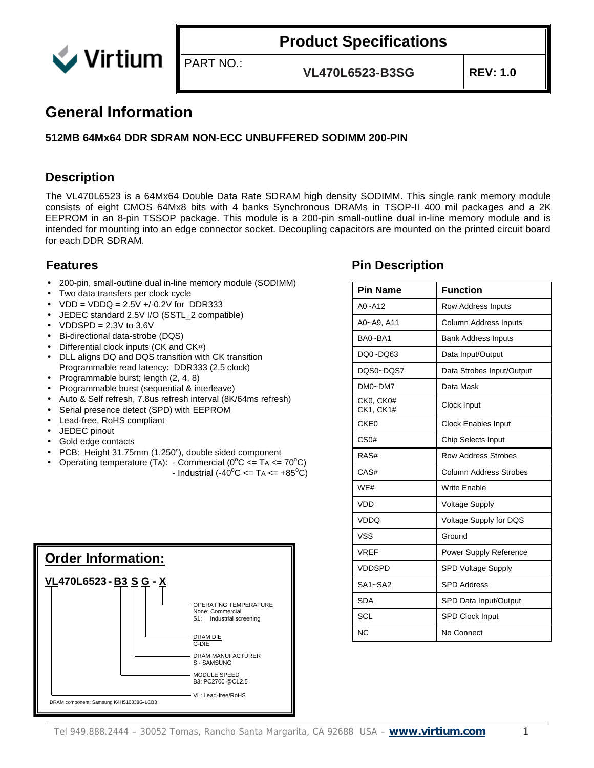# Product Specifications

PART NO.: **VL470L6523-B3SG** **REV: 1.0**

# General Information

**512MB 64Mx64 DDR SDRAM NON-ECC UNBUFFERED SODIMM 200-PIN**

## Description

The VL470L6523 is a 64Mx64 Double Data Rate SDRAM high density SODIMM. This single rank memory module consists of eight CMOS 64Mx8 bits with 4 banks Synchronous DRAMs in TSOP-II 400 mil packages and a 2K EEPROM in an 8-pin TSSOP package. This module is a 200-pin small-outline dual in-line memory module and is intended for mounting into an edge connector socket. Decoupling capacitors are mounted on the printed circuit board for each DDR SDRAM.

## Features

- 200-pin, small-outline dual in-line memory module (SODIMM)
- Two data transfers per clock cycle
- VDD = VDDQ = 2.5V +/-0.2V for DDR333
- JEDEC standard 2.5V I/O (SSTL_2 compatible)
- VDDSPD = 2.3V to 3.6V
- Bi-directional data-strobe (DQS)
- Differential clock inputs (CK and CK#)
- DLL aligns DQ and DQS transition with CK transition
  Programmable read latency: DDR333 (2.5 clock)
- Programmable burst; length (2, 4, 8)
- Programmable burst (sequential & interleave)
- Auto & Self refresh, 7.8us refresh interval (8K/64ms refresh)
- Serial presence detect (SPD) with EEPROM
- Lead-free, RoHS compliant
- JEDEC pinout
- Gold edge contacts
- PCB: Height 31.75mm (1.250"), double sided component
- Operating temperature ($T_A$): - Commercial ($0^oC <= T_A <= 70^oC$)
  - Industrial ($-40^oC <= T_A <= +85^oC$)

## Order Information:

**VL470L6523 - B3 S G - X**

- X: OPERATING TEMPERATURE — None: Commercial; S1: Industrial screening
- G: DRAM DIE — G-DIE
- S: DRAM MANUFACTURER — S - SAMSUNG
- B3: MODULE SPEED — B3: PC2700 @CL2.5
- VL: Lead-free/RoHS

DRAM component: Samsung K4H510838G-LCB3

## Pin Description

| Pin Name | Function |
|---|---|
| A0~A12 | Row Address Inputs |
| A0~A9, A11 | Column Address Inputs |
| BA0~BA1 | Bank Address Inputs |
| DQ0~DQ63 | Data Input/Output |
| DQS0~DQS7 | Data Strobes Input/Output |
| DM0~DM7 | Data Mask |
| CK0, CK0#<br>CK1, CK1# | Clock Input |
| CKE0 | Clock Enables Input |
| CS0# | Chip Selects Input |
| RAS# | Row Address Strobes |
| CAS# | Column Address Strobes |
| WE# | Write Enable |
| VDD | Voltage Supply |
| VDDQ | Voltage Supply for DQS |
| VSS | Ground |
| VREF | Power Supply Reference |
| VDDSPD | SPD Voltage Supply |
| SA1~SA2 | SPD Address |
| SDA | SPD Data Input/Output |
| SCL | SPD Clock Input |
| NC | No Connect |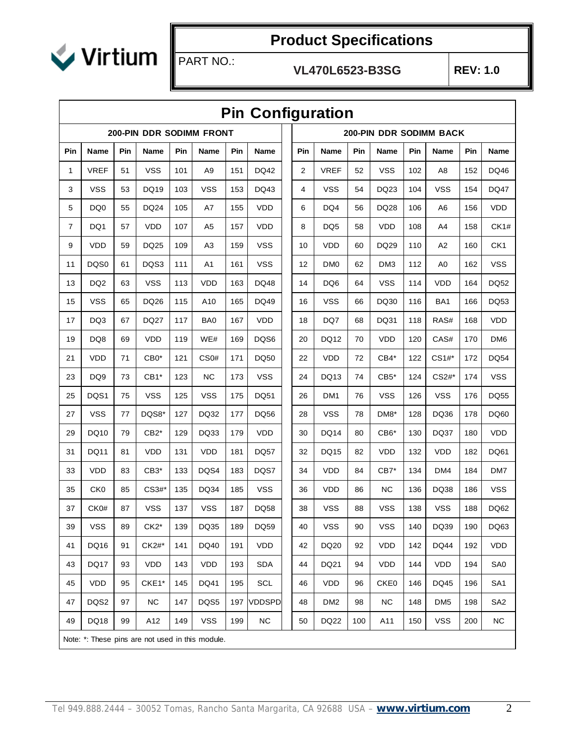# Product Specifications

PART NO.: **VL470L6523-B3SG** **REV: 1.0**

## Pin Configuration

| 200-PIN DDR SODIMM FRONT | | | | | | | | 200-PIN DDR SODIMM BACK | | | | | | | |
|---|---|---|---|---|---|---|---|---|---|---|---|---|---|---|---|
| Pin | Name | Pin | Name | Pin | Name | Pin | Name | Pin | Name | Pin | Name | Pin | Name | Pin | Name |
| 1 | VREF | 51 | VSS | 101 | A9 | 151 | DQ42 | 2 | VREF | 52 | VSS | 102 | A8 | 152 | DQ46 |
| 3 | VSS | 53 | DQ19 | 103 | VSS | 153 | DQ43 | 4 | VSS | 54 | DQ23 | 104 | VSS | 154 | DQ47 |
| 5 | DQ0 | 55 | DQ24 | 105 | A7 | 155 | VDD | 6 | DQ4 | 56 | DQ28 | 106 | A6 | 156 | VDD |
| 7 | DQ1 | 57 | VDD | 107 | A5 | 157 | VDD | 8 | DQ5 | 58 | VDD | 108 | A4 | 158 | CK1# |
| 9 | VDD | 59 | DQ25 | 109 | A3 | 159 | VSS | 10 | VDD | 60 | DQ29 | 110 | A2 | 160 | CK1 |
| 11 | DQS0 | 61 | DQS3 | 111 | A1 | 161 | VSS | 12 | DM0 | 62 | DM3 | 112 | A0 | 162 | VSS |
| 13 | DQ2 | 63 | VSS | 113 | VDD | 163 | DQ48 | 14 | DQ6 | 64 | VSS | 114 | VDD | 164 | DQ52 |
| 15 | VSS | 65 | DQ26 | 115 | A10 | 165 | DQ49 | 16 | VSS | 66 | DQ30 | 116 | BA1 | 166 | DQ53 |
| 17 | DQ3 | 67 | DQ27 | 117 | BA0 | 167 | VDD | 18 | DQ7 | 68 | DQ31 | 118 | RAS# | 168 | VDD |
| 19 | DQ8 | 69 | VDD | 119 | WE# | 169 | DQS6 | 20 | DQ12 | 70 | VDD | 120 | CAS# | 170 | DM6 |
| 21 | VDD | 71 | CB0* | 121 | CS0# | 171 | DQ50 | 22 | VDD | 72 | CB4* | 122 | CS1#* | 172 | DQ54 |
| 23 | DQ9 | 73 | CB1* | 123 | NC | 173 | VSS | 24 | DQ13 | 74 | CB5* | 124 | CS2#* | 174 | VSS |
| 25 | DQS1 | 75 | VSS | 125 | VSS | 175 | DQ51 | 26 | DM1 | 76 | VSS | 126 | VSS | 176 | DQ55 |
| 27 | VSS | 77 | DQS8* | 127 | DQ32 | 177 | DQ56 | 28 | VSS | 78 | DM8* | 128 | DQ36 | 178 | DQ60 |
| 29 | DQ10 | 79 | CB2* | 129 | DQ33 | 179 | VDD | 30 | DQ14 | 80 | CB6* | 130 | DQ37 | 180 | VDD |
| 31 | DQ11 | 81 | VDD | 131 | VDD | 181 | DQ57 | 32 | DQ15 | 82 | VDD | 132 | VDD | 182 | DQ61 |
| 33 | VDD | 83 | CB3* | 133 | DQS4 | 183 | DQS7 | 34 | VDD | 84 | CB7* | 134 | DM4 | 184 | DM7 |
| 35 | CK0 | 85 | CS3#* | 135 | DQ34 | 185 | VSS | 36 | VDD | 86 | NC | 136 | DQ38 | 186 | VSS |
| 37 | CK0# | 87 | VSS | 137 | VSS | 187 | DQ58 | 38 | VSS | 88 | VSS | 138 | VSS | 188 | DQ62 |
| 39 | VSS | 89 | CK2* | 139 | DQ35 | 189 | DQ59 | 40 | VSS | 90 | VSS | 140 | DQ39 | 190 | DQ63 |
| 41 | DQ16 | 91 | CK2#* | 141 | DQ40 | 191 | VDD | 42 | DQ20 | 92 | VDD | 142 | DQ44 | 192 | VDD |
| 43 | DQ17 | 93 | VDD | 143 | VDD | 193 | SDA | 44 | DQ21 | 94 | VDD | 144 | VDD | 194 | SA0 |
| 45 | VDD | 95 | CKE1* | 145 | DQ41 | 195 | SCL | 46 | VDD | 96 | CKE0 | 146 | DQ45 | 196 | SA1 |
| 47 | DQS2 | 97 | NC | 147 | DQS5 | 197 | VDDSPD | 48 | DM2 | 98 | NC | 148 | DM5 | 198 | SA2 |
| 49 | DQ18 | 99 | A12 | 149 | VSS | 199 | NC | 50 | DQ22 | 100 | A11 | 150 | VSS | 200 | NC |

Note: *: These pins are not used in this module.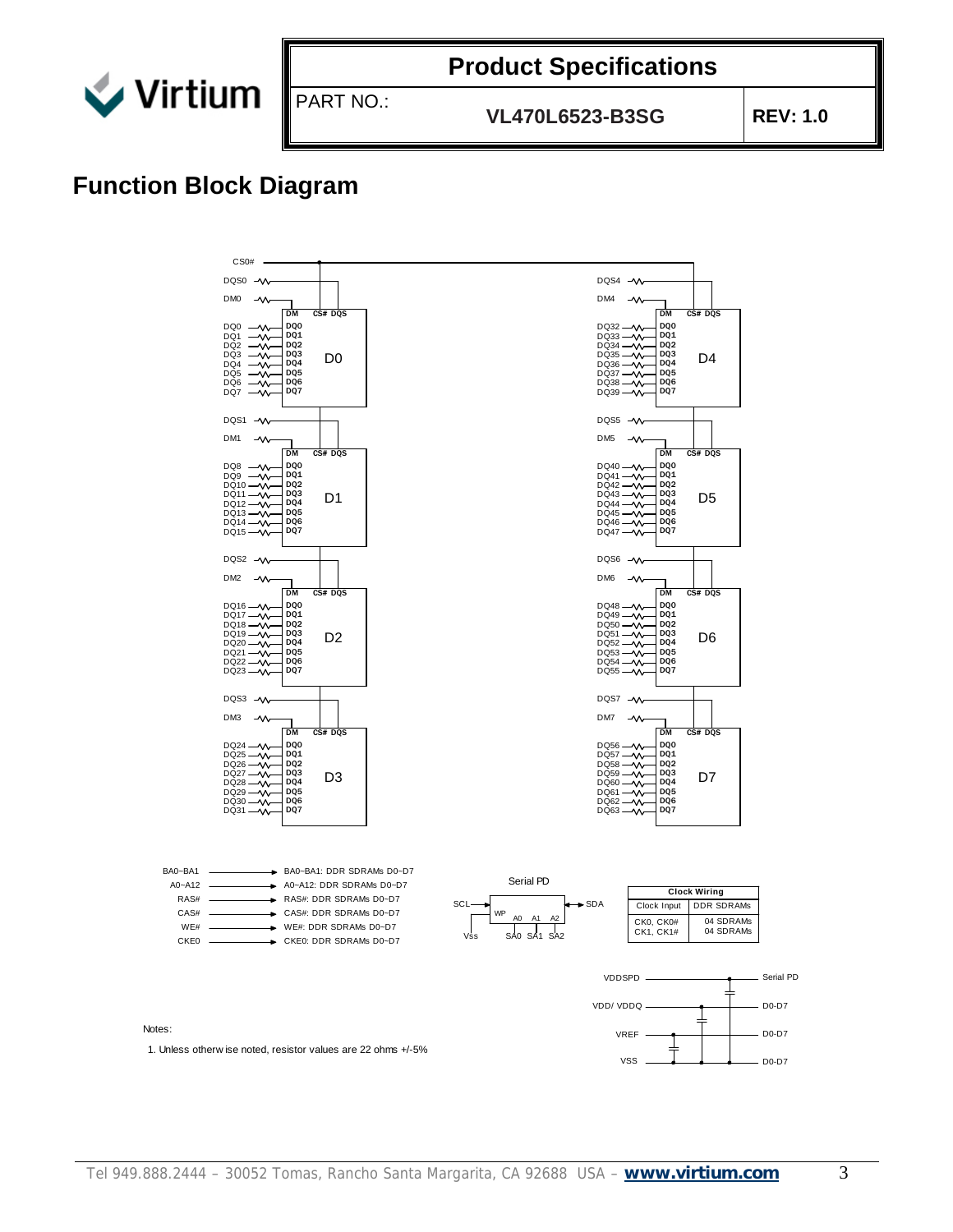## Function Block Diagram

CS0#

| Signal | Device | Pins |
|---|---|---|
| DQS0, DM0, DQ0–DQ7 | D0 | DM, CS#, DQS, DQ0–DQ7 |
| DQS1, DM1, DQ8–DQ15 | D1 | DM, CS#, DQS, DQ0–DQ7 |
| DQS2, DM2, DQ16–DQ23 | D2 | DM, CS#, DQS, DQ0–DQ7 |
| DQS3, DM3, DQ24–DQ31 | D3 | DM, CS#, DQS, DQ0–DQ7 |
| DQS4, DM4, DQ32–DQ39 | D4 | DM, CS#, DQS, DQ0–DQ7 |
| DQS5, DM5, DQ40–DQ47 | D5 | DM, CS#, DQS, DQ0–DQ7 |
| DQS6, DM6, DQ48–DQ55 | D6 | DM, CS#, DQS, DQ0–DQ7 |
| DQS7, DM7, DQ56–DQ63 | D7 | DM, CS#, DQS, DQ0–DQ7 |

- BA0~BA1 → BA0~BA1: DDR SDRAMs D0~D7
- A0~A12 → A0~A12: DDR SDRAMs D0~D7
- RAS# → RAS#: DDR SDRAMs D0~D7
- CAS# → CAS#: DDR SDRAMs D0~D7
- WE# → WE#: DDR SDRAMs D0~D7
- CKE0 → CKE0: DDR SDRAMs D0~D7

Serial PD: SCL, SDA, WP, A0, A1, A2, Vss, SA0, SA1, SA2

| Clock Wiring | |
|---|---|
| Clock Input | DDR SDRAMs |
| CK0, CK0# | 04 SDRAMs |
| CK1, CK1# | 04 SDRAMs |

- VDDSPD — Serial PD
- VDD/ VDDQ — D0-D7
- VREF — D0-D7
- VSS — D0-D7

Notes:

1. Unless otherwise noted, resistor values are 22 ohms +/-5%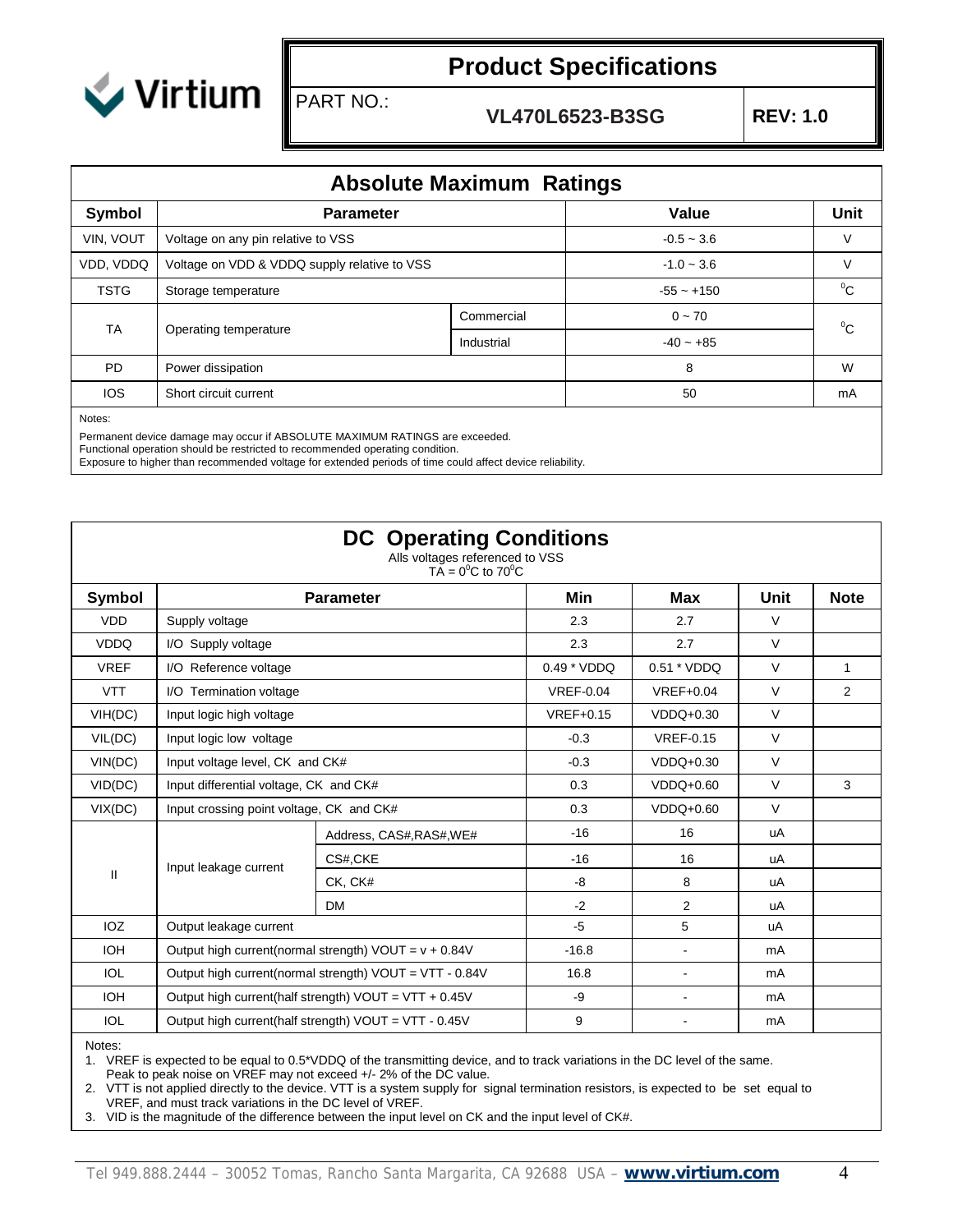# Product Specifications

PART NO.: **VL470L6523-B3SG** **REV: 1.0**

## Absolute Maximum Ratings

| Symbol | Parameter | | Value | Unit |
|---|---|---|---|---|
| VIN, VOUT | Voltage on any pin relative to VSS | | -0.5 ~ 3.6 | V |
| VDD, VDDQ | Voltage on VDD & VDDQ supply relative to VSS | | -1.0 ~ 3.6 | V |
| TSTG | Storage temperature | | -55 ~ +150 | $^0$C |
| TA | Operating temperature | Commercial | 0 ~ 70 | $^0$C |
| | | Industrial | -40 ~ +85 | |
| PD | Power dissipation | | 8 | W |
| IOS | Short circuit current | | 50 | mA |

Notes:

Permanent device damage may occur if ABSOLUTE MAXIMUM RATINGS are exceeded.
Functional operation should be restricted to recommended operating condition.
Exposure to higher than recommended voltage for extended periods of time could affect device reliability.

## DC Operating Conditions

Alls voltages referenced to VSS
TA = $0^0$C to $70^0$C

| Symbol | Parameter | | Min | Max | Unit | Note |
|---|---|---|---|---|---|---|
| VDD | Supply voltage | | 2.3 | 2.7 | V | |
| VDDQ | I/O Supply voltage | | 2.3 | 2.7 | V | |
| VREF | I/O Reference voltage | | 0.49 * VDDQ | 0.51 * VDDQ | V | 1 |
| VTT | I/O Termination voltage | | VREF-0.04 | VREF+0.04 | V | 2 |
| VIH(DC) | Input logic high voltage | | VREF+0.15 | VDDQ+0.30 | V | |
| VIL(DC) | Input logic low voltage | | -0.3 | VREF-0.15 | V | |
| VIN(DC) | Input voltage level, CK and CK# | | -0.3 | VDDQ+0.30 | V | |
| VID(DC) | Input differential voltage, CK and CK# | | 0.3 | VDDQ+0.60 | V | 3 |
| VIX(DC) | Input crossing point voltage, CK and CK# | | 0.3 | VDDQ+0.60 | V | |
| II | Input leakage current | Address, CAS#,RAS#,WE# | -16 | 16 | uA | |
| | | CS#,CKE | -16 | 16 | uA | |
| | | CK, CK# | -8 | 8 | uA | |
| | | DM | -2 | 2 | uA | |
| IOZ | Output leakage current | | -5 | 5 | uA | |
| IOH | Output high current(normal strength) VOUT = v + 0.84V | | -16.8 | - | mA | |
| IOL | Output high current(normal strength) VOUT = VTT - 0.84V | | 16.8 | - | mA | |
| IOH | Output high current(half strength) VOUT = VTT + 0.45V | | -9 | - | mA | |
| IOL | Output high current(half strength) VOUT = VTT - 0.45V | | 9 | - | mA | |

Notes:

1. VREF is expected to be equal to 0.5*VDDQ of the transmitting device, and to track variations in the DC level of the same. Peak to peak noise on VREF may not exceed +/- 2% of the DC value.
2. VTT is not applied directly to the device. VTT is a system supply for signal termination resistors, is expected to be set equal to VREF, and must track variations in the DC level of VREF.
3. VID is the magnitude of the difference between the input level on CK and the input level of CK#.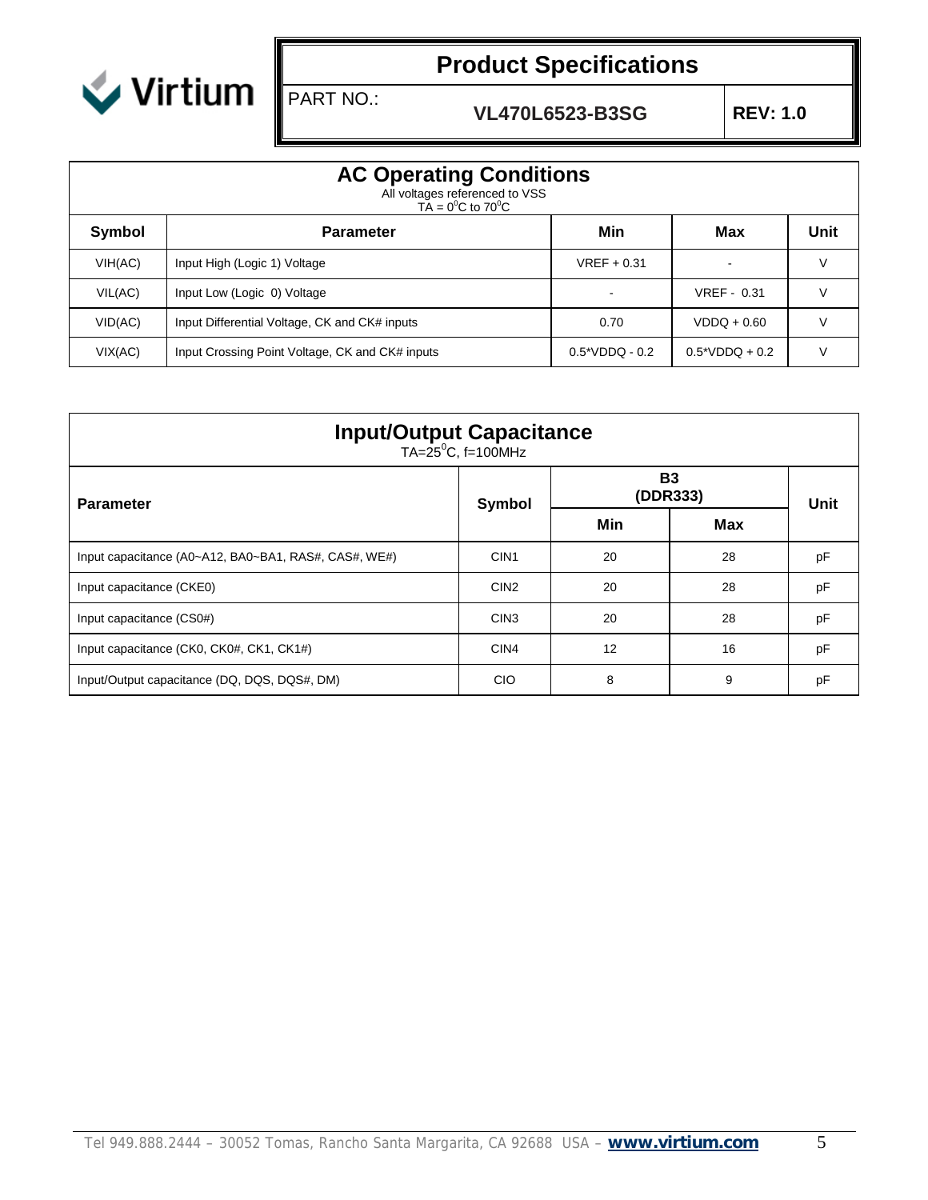## AC Operating Conditions

All voltages referenced to VSS
TA = $0^0$C to $70^0$C

| Symbol | Parameter | Min | Max | Unit |
|---|---|---|---|---|
| VIH(AC) | Input High (Logic 1) Voltage | VREF + 0.31 | - | V |
| VIL(AC) | Input Low (Logic 0) Voltage | - | VREF - 0.31 | V |
| VID(AC) | Input Differential Voltage, CK and CK# inputs | 0.70 | VDDQ + 0.60 | V |
| VIX(AC) | Input Crossing Point Voltage, CK and CK# inputs | 0.5*VDDQ - 0.2 | 0.5*VDDQ + 0.2 | V |

## Input/Output Capacitance

TA=$25^0$C, f=100MHz

| Parameter | Symbol | B3 (DDR333) | | Unit |
|---|---|---|---|---|
| | | Min | Max | |
| Input capacitance (A0~A12, BA0~BA1, RAS#, CAS#, WE#) | CIN1 | 20 | 28 | pF |
| Input capacitance (CKE0) | CIN2 | 20 | 28 | pF |
| Input capacitance (CS0#) | CIN3 | 20 | 28 | pF |
| Input capacitance (CK0, CK0#, CK1, CK1#) | CIN4 | 12 | 16 | pF |
| Input/Output capacitance (DQ, DQS, DQS#, DM) | CIO | 8 | 9 | pF |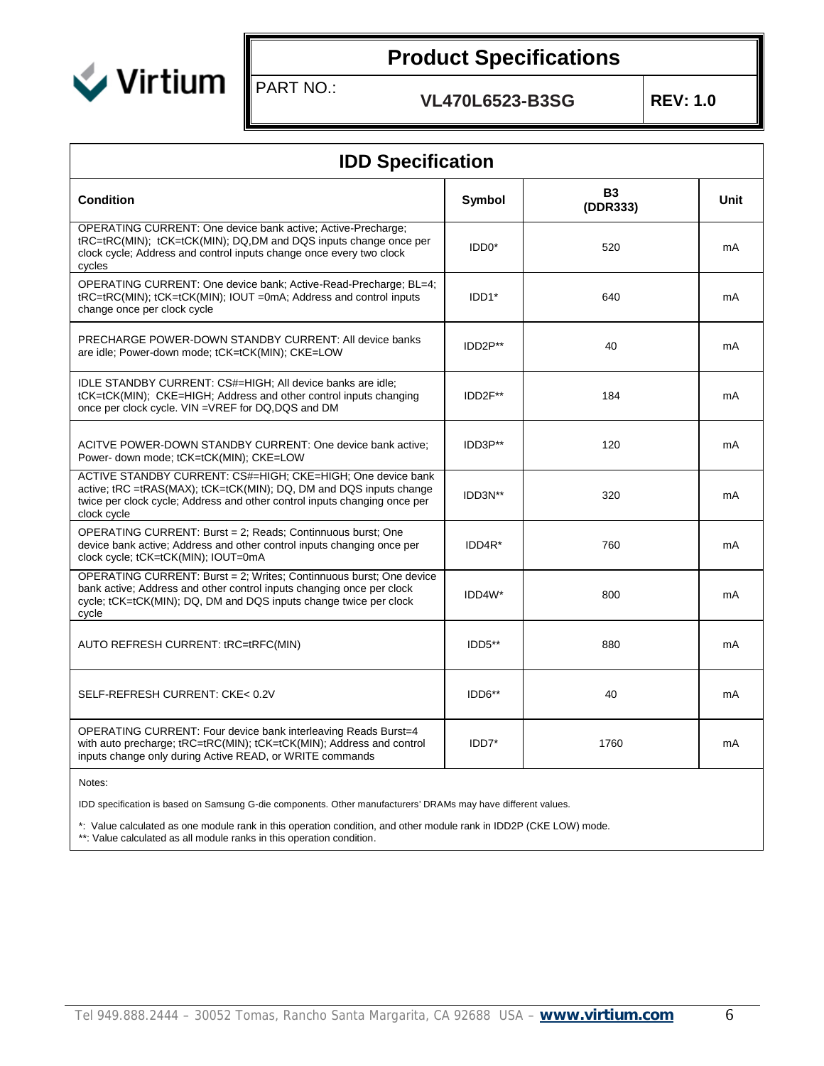# Product Specifications

PART NO.: **VL470L6523-B3SG** **REV: 1.0**

## IDD Specification

| Condition | Symbol | B3 (DDR333) | Unit |
|---|---|---|---|
| OPERATING CURRENT: One device bank active; Active-Precharge; tRC=tRC(MIN); tCK=tCK(MIN); DQ,DM and DQS inputs change once per clock cycle; Address and control inputs change once every two clock cycles | IDD0* | 520 | mA |
| OPERATING CURRENT: One device bank; Active-Read-Precharge; BL=4; tRC=tRC(MIN); tCK=tCK(MIN); IOUT =0mA; Address and control inputs change once per clock cycle | IDD1* | 640 | mA |
| PRECHARGE POWER-DOWN STANDBY CURRENT: All device banks are idle; Power-down mode; tCK=tCK(MIN); CKE=LOW | IDD2P** | 40 | mA |
| IDLE STANDBY CURRENT: CS#=HIGH; All device banks are idle; tCK=tCK(MIN); CKE=HIGH; Address and other control inputs changing once per clock cycle. VIN =VREF for DQ,DQS and DM | IDD2F** | 184 | mA |
| ACITVE POWER-DOWN STANDBY CURRENT: One device bank active; Power- down mode; tCK=tCK(MIN); CKE=LOW | IDD3P** | 120 | mA |
| ACTIVE STANDBY CURRENT: CS#=HIGH; CKE=HIGH; One device bank active; tRC =tRAS(MAX); tCK=tCK(MIN); DQ, DM and DQS inputs change twice per clock cycle; Address and other control inputs changing once per clock cycle | IDD3N** | 320 | mA |
| OPERATING CURRENT: Burst = 2; Reads; Continnuous burst; One device bank active; Address and other control inputs changing once per clock cycle; tCK=tCK(MIN); IOUT=0mA | IDD4R* | 760 | mA |
| OPERATING CURRENT: Burst = 2; Writes; Continnuous burst; One device bank active; Address and other control inputs changing once per clock cycle; tCK=tCK(MIN); DQ, DM and DQS inputs change twice per clock cycle | IDD4W* | 800 | mA |
| AUTO REFRESH CURRENT: tRC=tRFC(MIN) | IDD5** | 880 | mA |
| SELF-REFRESH CURRENT: CKE< 0.2V | IDD6** | 40 | mA |
| OPERATING CURRENT: Four device bank interleaving Reads Burst=4 with auto precharge; tRC=tRC(MIN); tCK=tCK(MIN); Address and control inputs change only during Active READ, or WRITE commands | IDD7* | 1760 | mA |

Notes:

IDD specification is based on Samsung G-die components. Other manufacturers' DRAMs may have different values.

*: Value calculated as one module rank in this operation condition, and other module rank in IDD2P (CKE LOW) mode.
**: Value calculated as all module ranks in this operation condition.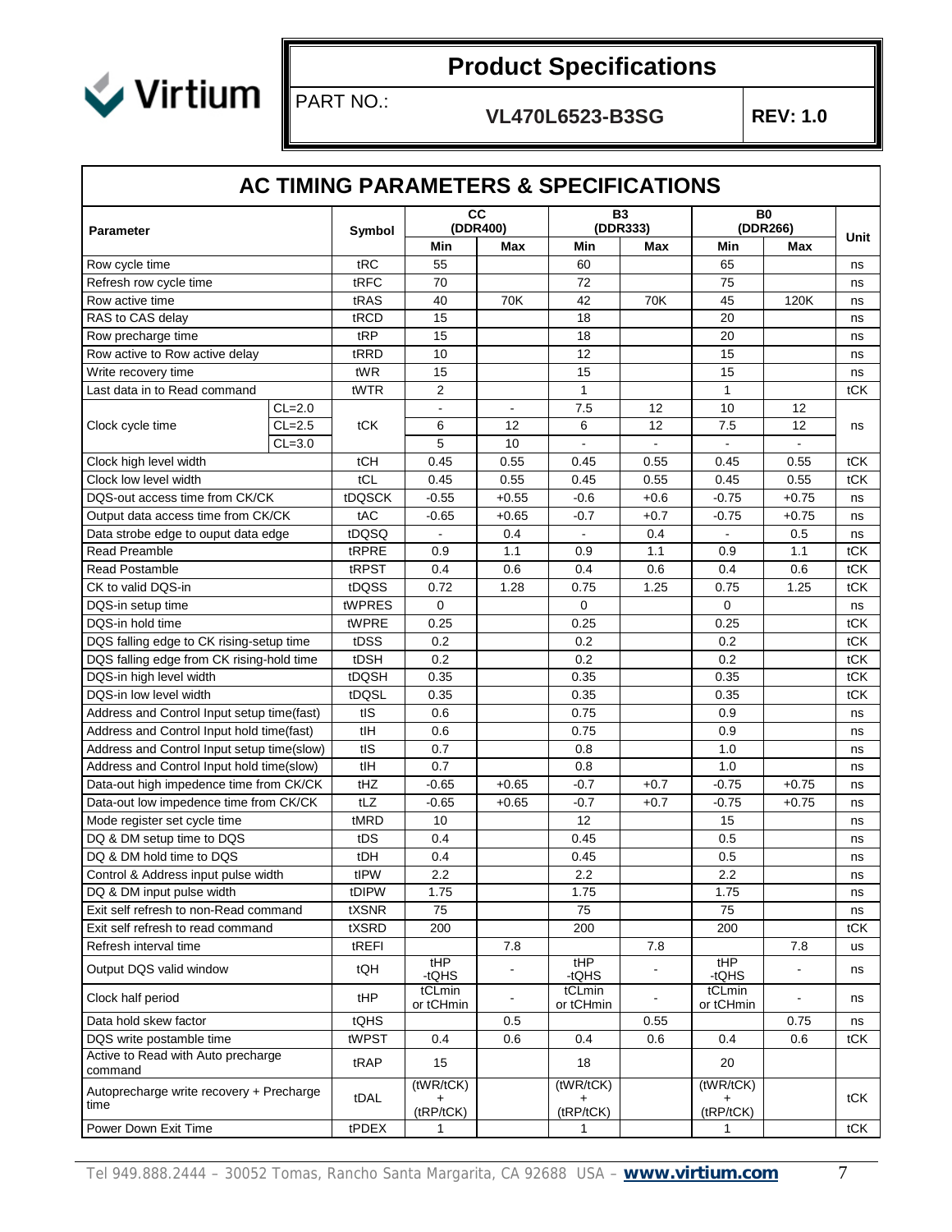# AC TIMING PARAMETERS & SPECIFICATIONS

| Parameter | | Symbol | CC (DDR400) | | B3 (DDR333) | | B0 (DDR266) | | Unit |
|---|---|---|---|---|---|---|---|---|---|
| | | | Min | Max | Min | Max | Min | Max | |
| Row cycle time | | tRC | 55 | | 60 | | 65 | | ns |
| Refresh row cycle time | | tRFC | 70 | | 72 | | 75 | | ns |
| Row active time | | tRAS | 40 | 70K | 42 | 70K | 45 | 120K | ns |
| RAS to CAS delay | | tRCD | 15 | | 18 | | 20 | | ns |
| Row precharge time | | tRP | 15 | | 18 | | 20 | | ns |
| Row active to Row active delay | | tRRD | 10 | | 12 | | 15 | | ns |
| Write recovery time | | tWR | 15 | | 15 | | 15 | | ns |
| Last data in to Read command | | tWTR | 2 | | 1 | | 1 | | tCK |
| Clock cycle time | CL=2.0 | tCK | - | - | 7.5 | 12 | 10 | 12 | ns |
| | CL=2.5 | | 6 | 12 | 6 | 12 | 7.5 | 12 | |
| | CL=3.0 | | 5 | 10 | - | - | - | - | |
| Clock high level width | | tCH | 0.45 | 0.55 | 0.45 | 0.55 | 0.45 | 0.55 | tCK |
| Clock low level width | | tCL | 0.45 | 0.55 | 0.45 | 0.55 | 0.45 | 0.55 | tCK |
| DQS-out access time from CK/CK | | tDQSCK | -0.55 | +0.55 | -0.6 | +0.6 | -0.75 | +0.75 | ns |
| Output data access time from CK/CK | | tAC | -0.65 | +0.65 | -0.7 | +0.7 | -0.75 | +0.75 | ns |
| Data strobe edge to ouput data edge | | tDQSQ | - | 0.4 | - | 0.4 | - | 0.5 | ns |
| Read Preamble | | tRPRE | 0.9 | 1.1 | 0.9 | 1.1 | 0.9 | 1.1 | tCK |
| Read Postamble | | tRPST | 0.4 | 0.6 | 0.4 | 0.6 | 0.4 | 0.6 | tCK |
| CK to valid DQS-in | | tDQSS | 0.72 | 1.28 | 0.75 | 1.25 | 0.75 | 1.25 | tCK |
| DQS-in setup time | | tWPRES | 0 | | 0 | | 0 | | ns |
| DQS-in hold time | | tWPRE | 0.25 | | 0.25 | | 0.25 | | tCK |
| DQS falling edge to CK rising-setup time | | tDSS | 0.2 | | 0.2 | | 0.2 | | tCK |
| DQS falling edge from CK rising-hold time | | tDSH | 0.2 | | 0.2 | | 0.2 | | tCK |
| DQS-in high level width | | tDQSH | 0.35 | | 0.35 | | 0.35 | | tCK |
| DQS-in low level width | | tDQSL | 0.35 | | 0.35 | | 0.35 | | tCK |
| Address and Control Input setup time(fast) | | tIS | 0.6 | | 0.75 | | 0.9 | | ns |
| Address and Control Input hold time(fast) | | tIH | 0.6 | | 0.75 | | 0.9 | | ns |
| Address and Control Input setup time(slow) | | tIS | 0.7 | | 0.8 | | 1.0 | | ns |
| Address and Control Input hold time(slow) | | tIH | 0.7 | | 0.8 | | 1.0 | | ns |
| Data-out high impedence time from CK/CK | | tHZ | -0.65 | +0.65 | -0.7 | +0.7 | -0.75 | +0.75 | ns |
| Data-out low impedence time from CK/CK | | tLZ | -0.65 | +0.65 | -0.7 | +0.7 | -0.75 | +0.75 | ns |
| Mode register set cycle time | | tMRD | 10 | | 12 | | 15 | | ns |
| DQ & DM setup time to DQS | | tDS | 0.4 | | 0.45 | | 0.5 | | ns |
| DQ & DM hold time to DQS | | tDH | 0.4 | | 0.45 | | 0.5 | | ns |
| Control & Address input pulse width | | tIPW | 2.2 | | 2.2 | | 2.2 | | ns |
| DQ & DM input pulse width | | tDIPW | 1.75 | | 1.75 | | 1.75 | | ns |
| Exit self refresh to non-Read command | | tXSNR | 75 | | 75 | | 75 | | ns |
| Exit self refresh to read command | | tXSRD | 200 | | 200 | | 200 | | tCK |
| Refresh interval time | | tREFI | | 7.8 | | 7.8 | | 7.8 | us |
| Output DQS valid window | | tQH | tHP -tQHS | - | tHP -tQHS | - | tHP -tQHS | - | ns |
| Clock half period | | tHP | tCLmin or tCHmin | - | tCLmin or tCHmin | - | tCLmin or tCHmin | - | ns |
| Data hold skew factor | | tQHS | | 0.5 | | 0.55 | | 0.75 | ns |
| DQS write postamble time | | tWPST | 0.4 | 0.6 | 0.4 | 0.6 | 0.4 | 0.6 | tCK |
| Active to Read with Auto precharge command | | tRAP | 15 | | 18 | | 20 | | |
| Autoprecharge write recovery + Precharge time | | tDAL | (tWR/tCK) + (tRP/tCK) | | (tWR/tCK) + (tRP/tCK) | | (tWR/tCK) + (tRP/tCK) | | tCK |
| Power Down Exit Time | | tPDEX | 1 | | 1 | | 1 | | tCK |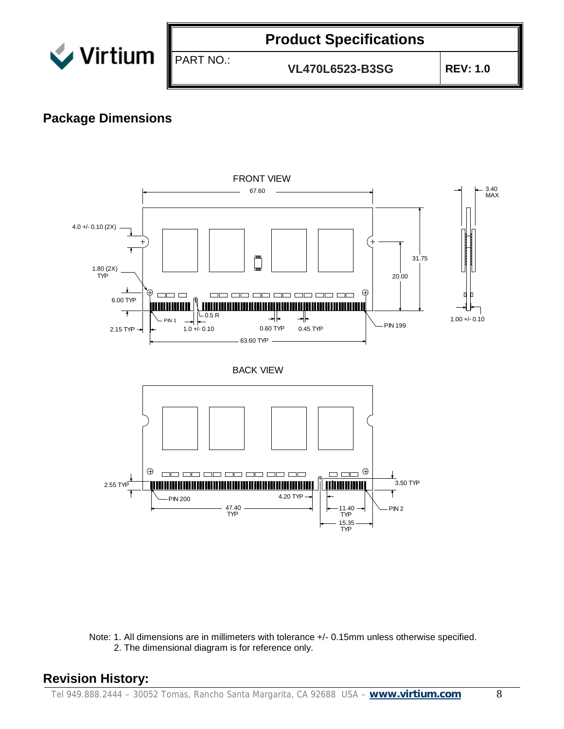## Package Dimensions

FRONT VIEW

BACK VIEW

Note: 1. All dimensions are in millimeters with tolerance +/- 0.15mm unless otherwise specified.

2. The dimensional diagram is for reference only.

## Revision History: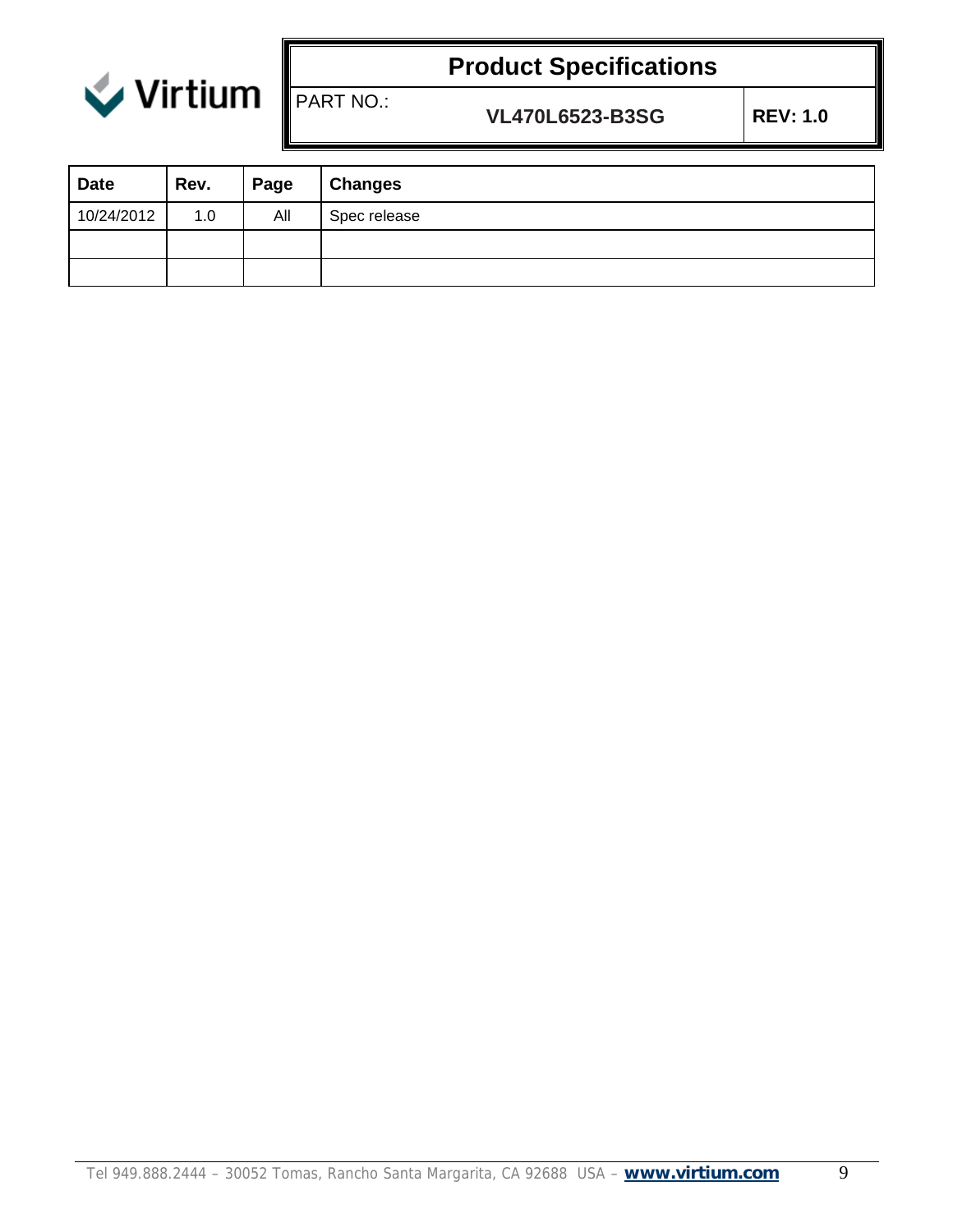| Date | Rev. | Page | Changes |
|---|---|---|---|
| 10/24/2012 | 1.0 | All | Spec release |
| | | | |
| | | | |